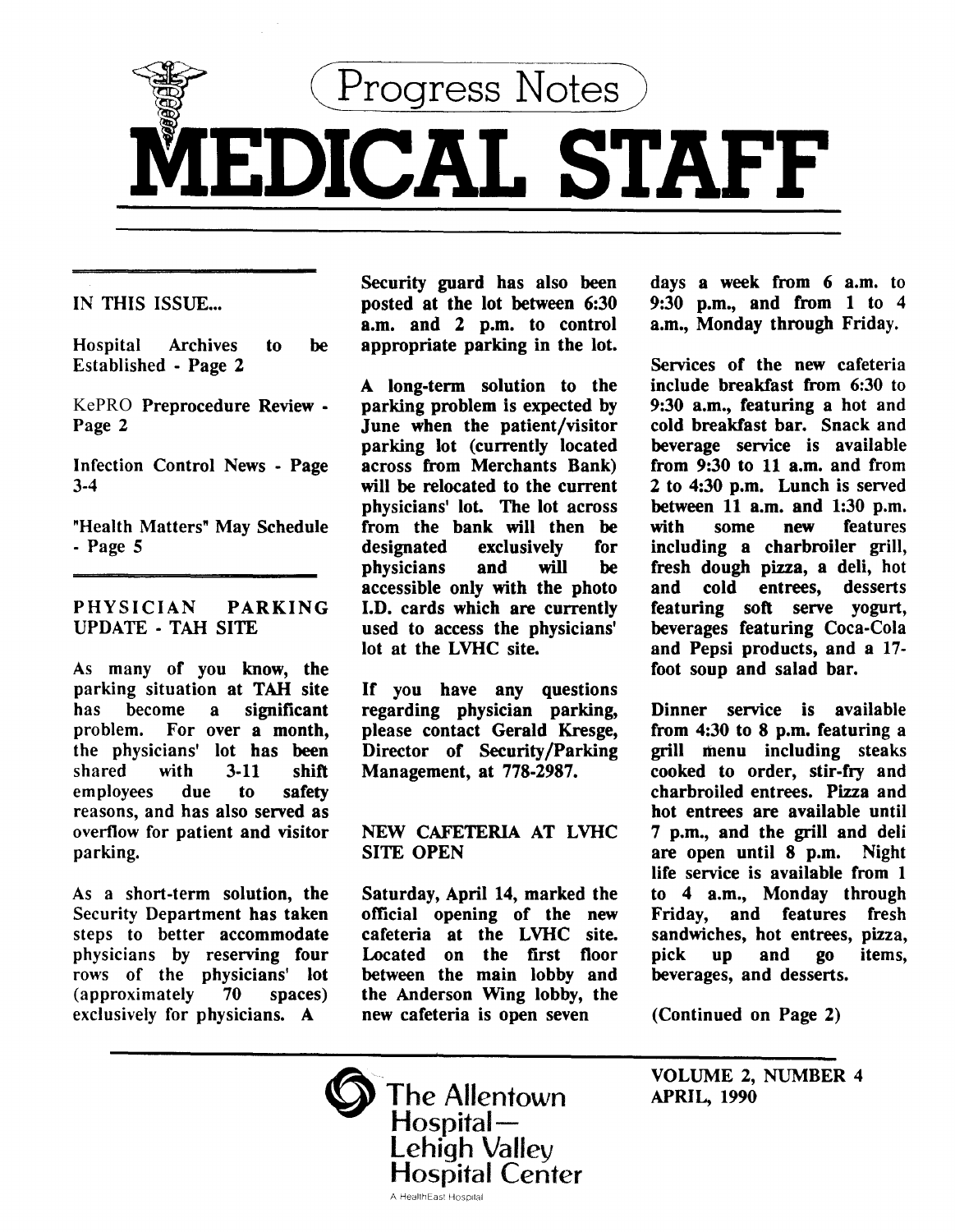# Progress Notes

# MEDICAL STAFF

IN THIS ISSUE...

Hospital Archives to be Established - Page 2

KePRO Preprocedure Review - Page 2

Infection Control News - Page 3-4

"Health Matters" May Schedule - Page 5

## PHYSICIAN PARKING UPDATE - TAH SITE

As many of you know, the parking situation at TAH site has become a significant problem. For over a month, the physicians' lot has been shared with 3-11 shift employees due to safety reasons, and has also served as overflow for patient and visitor parking.

As a short-term solution, the Security Department has taken steps to better accommodate physicians by reserving four rows of the physicians' lot (approximately 70 spaces) exclusively for physicians. A Security guard has also been posted at the lot between 6:30 a.m. and 2 p.m. to control appropriate parking in the lot.

A long-term solution to the parking problem is expected by June when the patient/visitor parking lot (currently located across from Merchants Bank) will be relocated to the current physicians' lot. The lot across from the bank will then be designated exclusively for physicians and will be accessible only with the photo I.D. cards which are currently used to access the physicians' lot at the LVHC site.

If you have any questions regarding physician parking, please contact Gerald Kresge, Director of Security/Parking Management, at 778-2987.

## NEW CAFETERIA AT LVHC SITE OPEN

Saturday, April 14, marked the official opening of the new cafeteria at the LVHC site. Located on the first floor between the main lobby and the Anderson Wing lobby, the new cafeteria is open seven days a week from 6 a.m. to 9:30 p.m., and from 1 to 4 a.m., Monday through Friday.

Services of the new cafeteria include breakfast from 6:30 to 9:30 a.m., featuring a hot and cold breakfast bar. Snack and beverage service is available from 9:30 to 11 a.m. and from 2 to 4:30 p.m. Lunch is served between 11 a.m. and 1:30 p.m. with some new features including a charbroiler grill, fresh dough pizza, a deli, hot and cold entrees, desserts featuring soft serve yogurt, beverages featuring Coca-Cola and Pepsi products, and a 17-foot soup and salad bar.

Dinner service is available from 4:30 to 8 p.m. featuring a grill menu including steaks cooked to order, stir-fry and charbroiled entrees. Pizza and hot entrees are available until 7 p.m., and the grill and deli are open until 8 p.m. Night life service is available from 1 to 4 a.m., Monday through Friday, and features fresh sandwiches, hot entrees, pizza, pick up and go items, beverages, and desserts.

(Continued on Page 2)

The Allentown Hospital — Lehigh Valley Hospital Center

A HealthEast Hospital

VOLUME 2, NUMBER 4
APRIL, 1990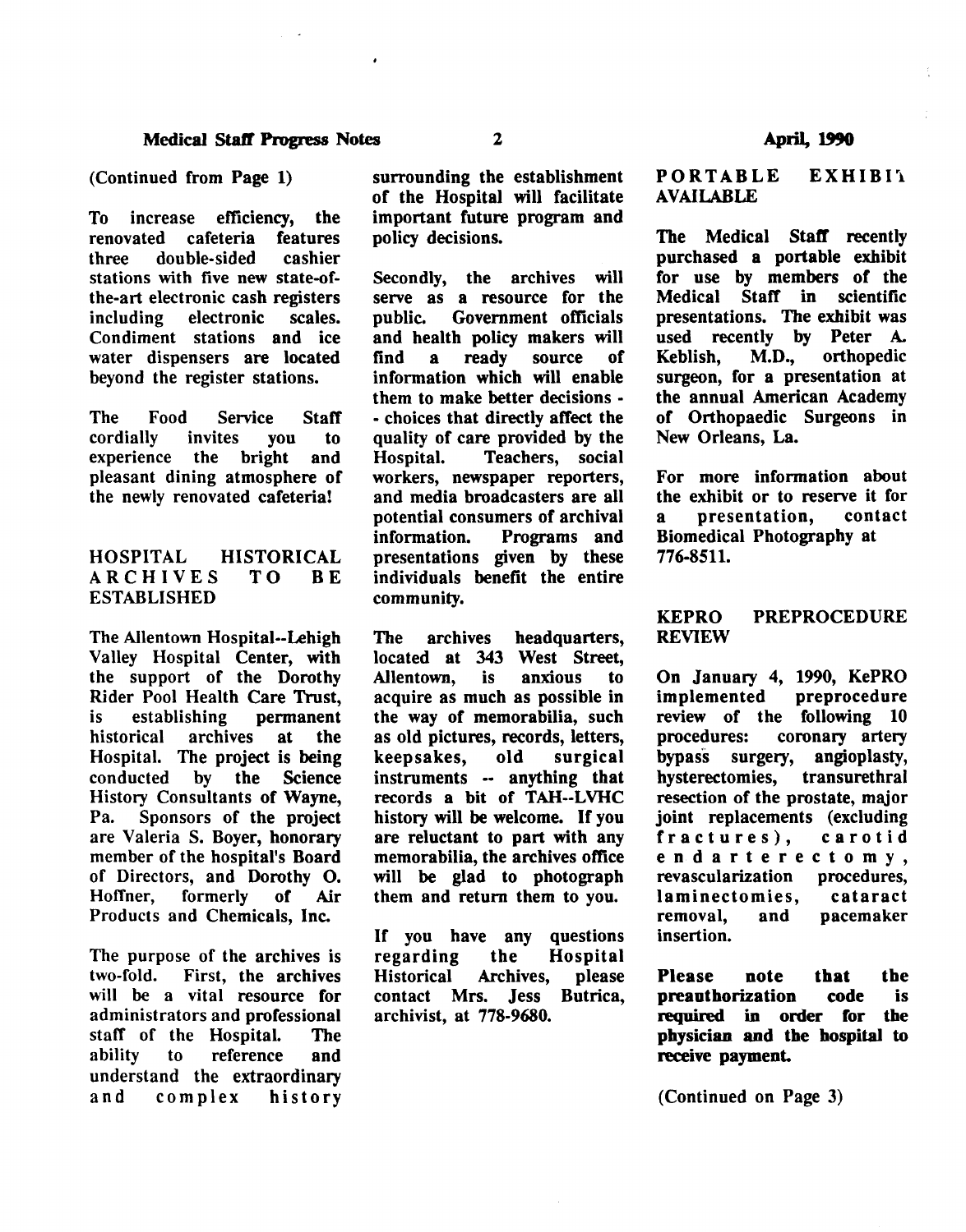(Continued from Page 1)

To increase efficiency, the renovated cafeteria features three double-sided cashier stations with five new state-of-the-art electronic cash registers including electronic scales. Condiment stations and ice water dispensers are located beyond the register stations.

The Food Service Staff cordially invites you to experience the bright and pleasant dining atmosphere of the newly renovated cafeteria!

## HOSPITAL HISTORICAL ARCHIVES TO BE ESTABLISHED

The Allentown Hospital--Lehigh Valley Hospital Center, with the support of the Dorothy Rider Pool Health Care Trust, is establishing permanent historical archives at the Hospital. The project is being conducted by the Science History Consultants of Wayne, Pa. Sponsors of the project are Valeria S. Boyer, honorary member of the hospital's Board of Directors, and Dorothy O. Hoffner, formerly of Air Products and Chemicals, Inc.

The purpose of the archives is two-fold. First, the archives will be a vital resource for administrators and professional staff of the Hospital. The ability to reference and understand the extraordinary and complex history surrounding the establishment of the Hospital will facilitate important future program and policy decisions.

Secondly, the archives will serve as a resource for the public. Government officials and health policy makers will find a ready source of information which will enable them to make better decisions -- choices that directly affect the quality of care provided by the Hospital. Teachers, social workers, newspaper reporters, and media broadcasters are all potential consumers of archival information. Programs and presentations given by these individuals benefit the entire community.

The archives headquarters, located at 343 West Street, Allentown, is anxious to acquire as much as possible in the way of memorabilia, such as old pictures, records, letters, keepsakes, old surgical instruments -- anything that records a bit of TAH--LVHC history will be welcome. If you are reluctant to part with any memorabilia, the archives office will be glad to photograph them and return them to you.

If you have any questions regarding the Hospital Historical Archives, please contact Mrs. Jess Butrica, archivist, at 778-9680.

## PORTABLE EXHIBIT AVAILABLE

The Medical Staff recently purchased a portable exhibit for use by members of the Medical Staff in scientific presentations. The exhibit was used recently by Peter A. Keblish, M.D., orthopedic surgeon, for a presentation at the annual American Academy of Orthopaedic Surgeons in New Orleans, La.

For more information about the exhibit or to reserve it for a presentation, contact Biomedical Photography at 776-8511.

## KEPRO PREPROCEDURE REVIEW

On January 4, 1990, KePRO implemented preprocedure review of the following 10 procedures: coronary artery bypass surgery, angioplasty, hysterectomies, transurethral resection of the prostate, major joint replacements (excluding fractures), carotid endarterectomy, revascularization procedures, laminectomies, cataract removal, and pacemaker insertion.

**Please note that the preauthorization code is required in order for the physician and the hospital to receive payment.**

(Continued on Page 3)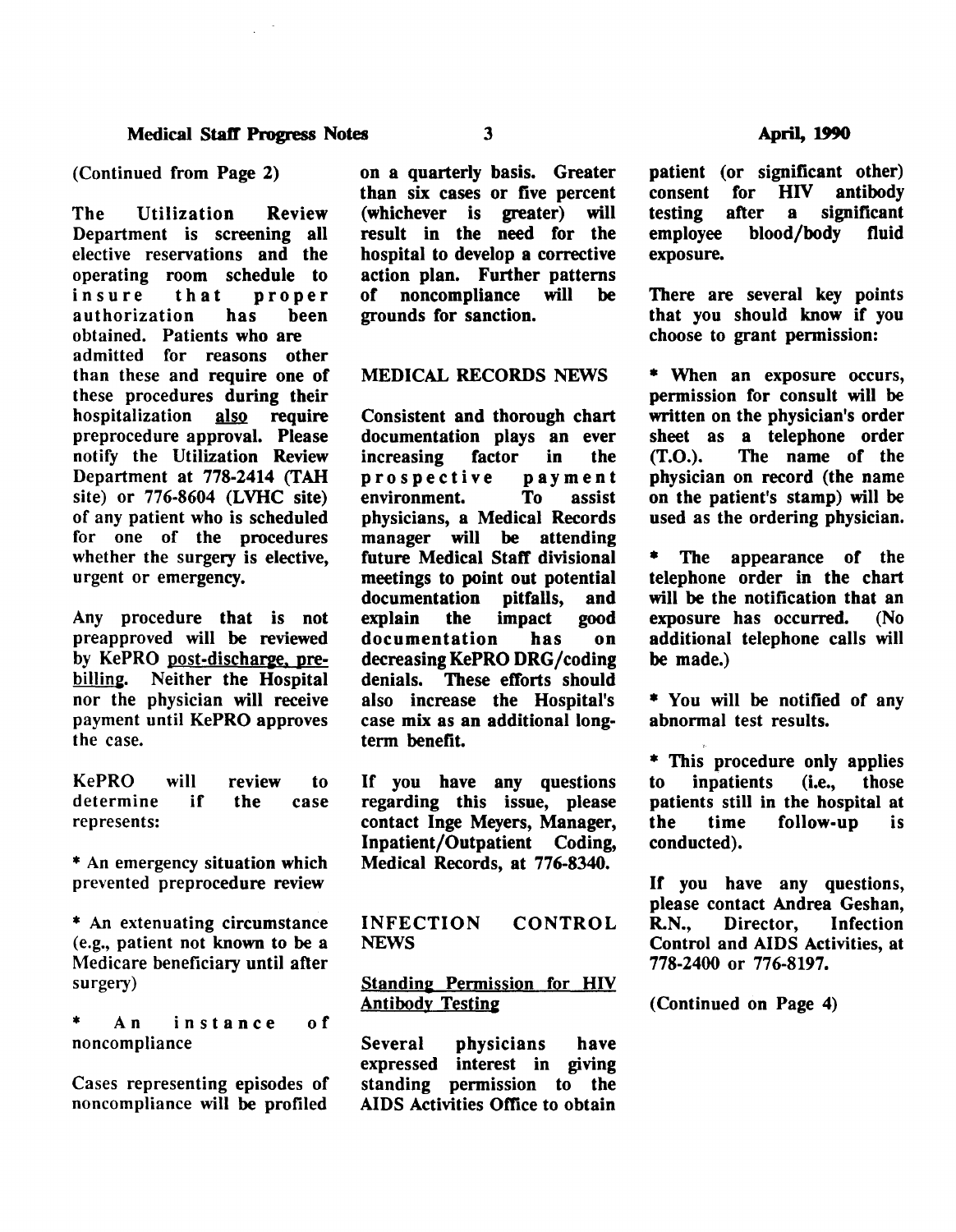(Continued from Page 2)

The Utilization Review Department is screening all elective reservations and the operating room schedule to insure that proper authorization has been obtained. Patients who are admitted for reasons other than these and require one of these procedures during their hospitalization also require preprocedure approval. Please notify the Utilization Review Department at 778-2414 (TAH site) or 776-8604 (LVHC site) of any patient who is scheduled for one of the procedures whether the surgery is elective, urgent or emergency.

Any procedure that is not preapproved will be reviewed by KePRO post-discharge, pre-billing. Neither the Hospital nor the physician will receive payment until KePRO approves the case.

KePRO will review to determine if the case represents:

* An emergency situation which prevented preprocedure review

* An extenuating circumstance (e.g., patient not known to be a Medicare beneficiary until after surgery)

* An instance of noncompliance

Cases representing episodes of noncompliance will be profiled on a quarterly basis. Greater than six cases or five percent (whichever is greater) will result in the need for the hospital to develop a corrective action plan. Further patterns of noncompliance will be grounds for sanction.

## MEDICAL RECORDS NEWS

Consistent and thorough chart documentation plays an ever increasing factor in the prospective payment environment. To assist physicians, a Medical Records manager will be attending future Medical Staff divisional meetings to point out potential documentation pitfalls, and explain the impact good documentation has on decreasing KePRO DRG/coding denials. These efforts should also increase the Hospital's case mix as an additional long-term benefit.

If you have any questions regarding this issue, please contact Inge Meyers, Manager, Inpatient/Outpatient Coding, Medical Records, at 776-8340.

## INFECTION CONTROL NEWS

### Standing Permission for HIV Antibody Testing

Several physicians have expressed interest in giving standing permission to the AIDS Activities Office to obtain patient (or significant other) consent for HIV antibody testing after a significant employee blood/body fluid exposure.

There are several key points that you should know if you choose to grant permission:

* When an exposure occurs, permission for consult will be written on the physician's order sheet as a telephone order (T.O.). The name of the physician on record (the name on the patient's stamp) will be used as the ordering physician.

* The appearance of the telephone order in the chart will be the notification that an exposure has occurred. (No additional telephone calls will be made.)

* You will be notified of any abnormal test results.

* This procedure only applies to inpatients (i.e., those patients still in the hospital at the time follow-up is conducted).

If you have any questions, please contact Andrea Geshan, R.N., Director, Infection Control and AIDS Activities, at 778-2400 or 776-8197.

(Continued on Page 4)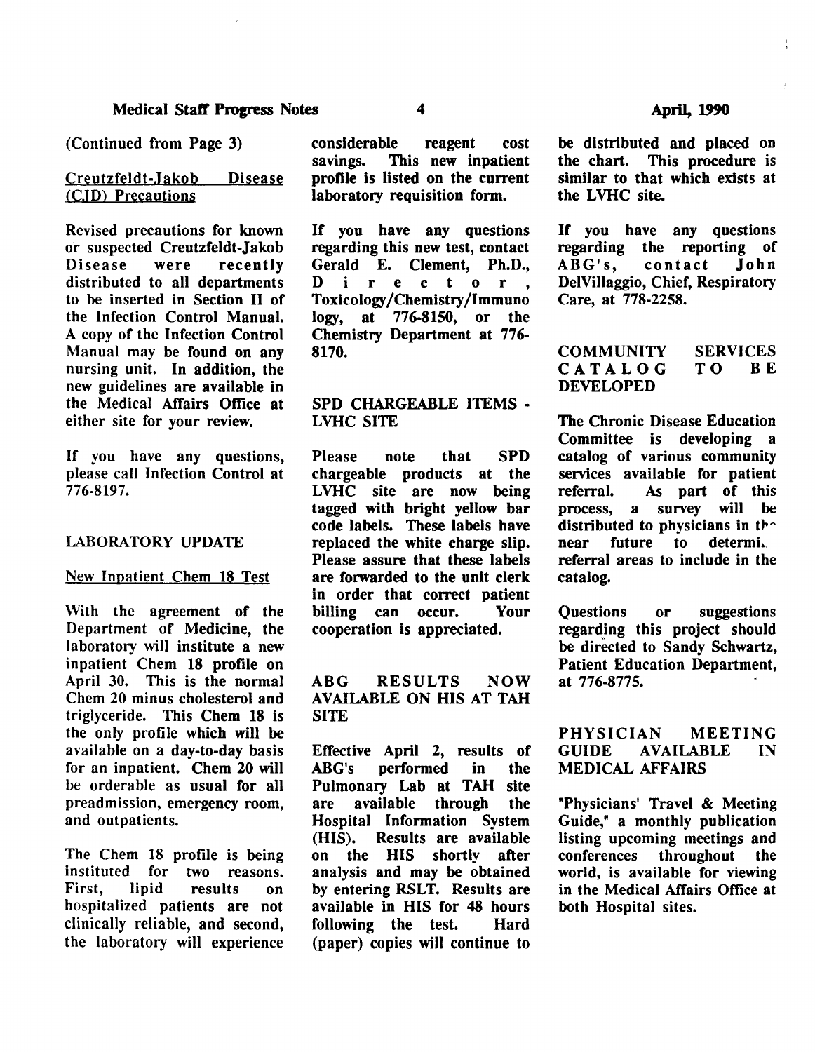(Continued from Page 3)

### Creutzfeldt-Jakob Disease (CJD) Precautions

Revised precautions for known or suspected Creutzfeldt-Jakob Disease were recently distributed to all departments to be inserted in Section II of the Infection Control Manual. A copy of the Infection Control Manual may be found on any nursing unit. In addition, the new guidelines are available in the Medical Affairs Office at either site for your review.

If you have any questions, please call Infection Control at 776-8197.

## LABORATORY UPDATE

### New Inpatient Chem 18 Test

With the agreement of the Department of Medicine, the laboratory will institute a new inpatient Chem 18 profile on April 30. This is the normal Chem 20 minus cholesterol and triglyceride. This Chem 18 is the only profile which will be available on a day-to-day basis for an inpatient. Chem 20 will be orderable as usual for all preadmission, emergency room, and outpatients.

The Chem 18 profile is being instituted for two reasons. First, lipid results on hospitalized patients are not clinically reliable, and second, the laboratory will experience considerable reagent cost savings. This new inpatient profile is listed on the current laboratory requisition form.

If you have any questions regarding this new test, contact Gerald E. Clement, Ph.D., Director, Toxicology/Chemistry/Immunology, at 776-8150, or the Chemistry Department at 776-8170.

## SPD CHARGEABLE ITEMS - LVHC SITE

Please note that SPD chargeable products at the LVHC site are now being tagged with bright yellow bar code labels. These labels have replaced the white charge slip. Please assure that these labels are forwarded to the unit clerk in order that correct patient billing can occur. Your cooperation is appreciated.

## ABG RESULTS NOW AVAILABLE ON HIS AT TAH SITE

Effective April 2, results of ABG's performed in the Pulmonary Lab at TAH site are available through the Hospital Information System (HIS). Results are available on the HIS shortly after analysis and may be obtained by entering RSLT. Results are available in HIS for 48 hours following the test. Hard (paper) copies will continue to be distributed and placed on the chart. This procedure is similar to that which exists at the LVHC site.

If you have any questions regarding the reporting of ABG's, contact John DelVillaggio, Chief, Respiratory Care, at 778-2258.

## COMMUNITY SERVICES CATALOG TO BE DEVELOPED

The Chronic Disease Education Committee is developing a catalog of various community services available for patient referral. As part of this process, a survey will be distributed to physicians in the near future to determine referral areas to include in the catalog.

Questions or suggestions regarding this project should be directed to Sandy Schwartz, Patient Education Department, at 776-8775.

## PHYSICIAN MEETING GUIDE AVAILABLE IN MEDICAL AFFAIRS

"Physicians' Travel & Meeting Guide," a monthly publication listing upcoming meetings and conferences throughout the world, is available for viewing in the Medical Affairs Office at both Hospital sites.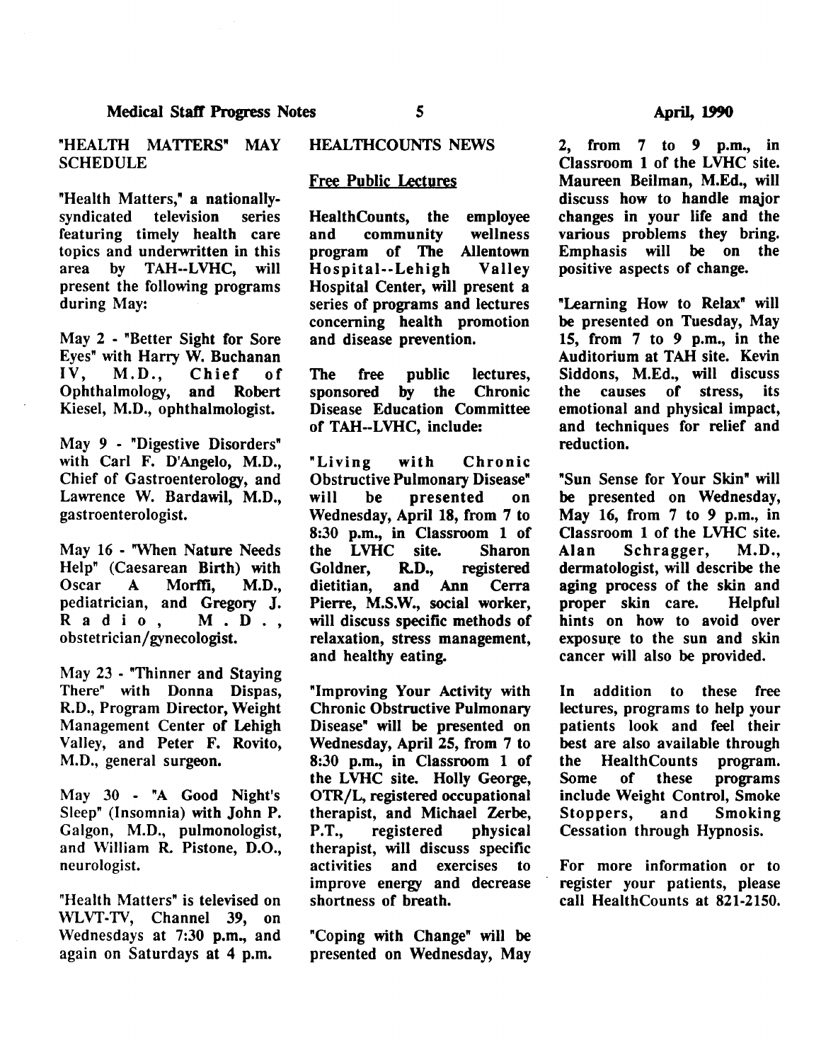## "HEALTH MATTERS" MAY SCHEDULE

"Health Matters," a nationally-syndicated television series featuring timely health care topics and underwritten in this area by TAH--LVHC, will present the following programs during May:

May 2 - "Better Sight for Sore Eyes" with Harry W. Buchanan IV, M.D., Chief of Ophthalmology, and Robert Kiesel, M.D., ophthalmologist.

May 9 - "Digestive Disorders" with Carl F. D'Angelo, M.D., Chief of Gastroenterology, and Lawrence W. Bardawil, M.D., gastroenterologist.

May 16 - "When Nature Needs Help" (Caesarean Birth) with Oscar A Morffi, M.D., pediatrician, and Gregory J. Radio, M.D., obstetrician/gynecologist.

May 23 - "Thinner and Staying There" with Donna Dispas, R.D., Program Director, Weight Management Center of Lehigh Valley, and Peter F. Rovito, M.D., general surgeon.

May 30 - "A Good Night's Sleep" (Insomnia) with John P. Galgon, M.D., pulmonologist, and William R. Pistone, D.O., neurologist.

"Health Matters" is televised on WLVT-TV, Channel 39, on Wednesdays at 7:30 p.m., and again on Saturdays at 4 p.m.

## HEALTHCOUNTS NEWS

### Free Public Lectures

HealthCounts, the employee and community wellness program of The Allentown Hospital--Lehigh Valley Hospital Center, will present a series of programs and lectures concerning health promotion and disease prevention.

The free public lectures, sponsored by the Chronic Disease Education Committee of TAH--LVHC, include:

"Living with Chronic Obstructive Pulmonary Disease" will be presented on Wednesday, April 18, from 7 to 8:30 p.m., in Classroom 1 of the LVHC site. Sharon Goldner, R.D., registered dietitian, and Ann Cerra Pierre, M.S.W., social worker, will discuss specific methods of relaxation, stress management, and healthy eating.

"Improving Your Activity with Chronic Obstructive Pulmonary Disease" will be presented on Wednesday, April 25, from 7 to 8:30 p.m., in Classroom 1 of the LVHC site. Holly George, OTR/L, registered occupational therapist, and Michael Zerbe, P.T., registered physical therapist, will discuss specific activities and exercises to improve energy and decrease shortness of breath.

"Coping with Change" will be presented on Wednesday, May 2, from 7 to 9 p.m., in Classroom 1 of the LVHC site. Maureen Beilman, M.Ed., will discuss how to handle major changes in your life and the various problems they bring. Emphasis will be on the positive aspects of change.

"Learning How to Relax" will be presented on Tuesday, May 15, from 7 to 9 p.m., in the Auditorium at TAH site. Kevin Siddons, M.Ed., will discuss the causes of stress, its emotional and physical impact, and techniques for relief and reduction.

"Sun Sense for Your Skin" will be presented on Wednesday, May 16, from 7 to 9 p.m., in Classroom 1 of the LVHC site. Alan Schragger, M.D., dermatologist, will describe the aging process of the skin and proper skin care. Helpful hints on how to avoid over exposure to the sun and skin cancer will also be provided.

In addition to these free lectures, programs to help your patients look and feel their best are also available through the HealthCounts program. Some of these programs include Weight Control, Smoke Stoppers, and Smoking Cessation through Hypnosis.

For more information or to register your patients, please call HealthCounts at 821-2150.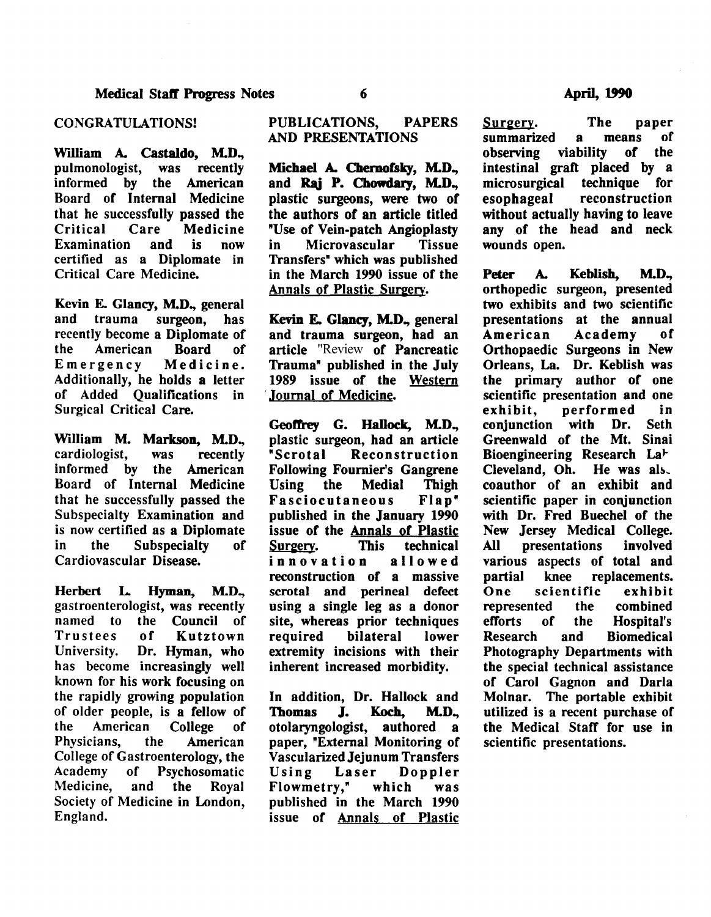## CONGRATULATIONS!

**William A. Castaldo, M.D.**, pulmonologist, was recently informed by the American Board of Internal Medicine that he successfully passed the Critical Care Medicine Examination and is now certified as a Diplomate in Critical Care Medicine.

**Kevin E. Glancy, M.D.**, general and trauma surgeon, has recently become a Diplomate of the American Board of Emergency Medicine. Additionally, he holds a letter of Added Qualifications in Surgical Critical Care.

**William M. Markson, M.D.**, cardiologist, was recently informed by the American Board of Internal Medicine that he successfully passed the Subspecialty Examination and is now certified as a Diplomate in the Subspecialty of Cardiovascular Disease.

**Herbert L. Hyman, M.D.**, gastroenterologist, was recently named to the Council of Trustees of Kutztown University. Dr. Hyman, who has become increasingly well known for his work focusing on the rapidly growing population of older people, is a fellow of the American College of Physicians, the American College of Gastroenterology, the Academy of Psychosomatic Medicine, and the Royal Society of Medicine in London, England.

## PUBLICATIONS, PAPERS AND PRESENTATIONS

**Michael A. Chernofsky, M.D.**, and **Raj P. Chowdary, M.D.**, plastic surgeons, were two of the authors of an article titled "Use of Vein-patch Angioplasty in Microvascular Tissue Transfers" which was published in the March 1990 issue of the Annals of Plastic Surgery.

**Kevin E. Glancy, M.D.**, general and trauma surgeon, had an article "Review of Pancreatic Trauma" published in the July 1989 issue of the Western Journal of Medicine.

**Geoffrey G. Hallock, M.D.**, plastic surgeon, had an article "Scrotal Reconstruction Following Fournier's Gangrene Using the Medial Thigh Fasciocutaneous Flap" published in the January 1990 issue of the Annals of Plastic Surgery. This technical innovation allowed reconstruction of a massive scrotal and perineal defect using a single leg as a donor site, whereas prior techniques required bilateral lower extremity incisions with their inherent increased morbidity.

In addition, Dr. Hallock and **Thomas J. Koch, M.D.**, otolaryngologist, authored a paper, "External Monitoring of Vascularized Jejunum Transfers Using Laser Doppler Flowmetry," which was published in the March 1990 issue of Annals of Plastic Surgery. The paper summarized a means of observing viability of the intestinal graft placed by a microsurgical technique for esophageal reconstruction without actually having to leave any of the head and neck wounds open.

**Peter A. Keblish, M.D.**, orthopedic surgeon, presented two exhibits and two scientific presentations at the annual American Academy of Orthopaedic Surgeons in New Orleans, La. Dr. Keblish was the primary author of one scientific presentation and one exhibit, performed in conjunction with Dr. Seth Greenwald of the Mt. Sinai Bioengineering Research Lab Cleveland, Oh. He was also coauthor of an exhibit and scientific paper in conjunction with Dr. Fred Buechel of the New Jersey Medical College. All presentations involved various aspects of total and partial knee replacements. One scientific exhibit represented the combined efforts of the Hospital's Research and Biomedical Photography Departments with the special technical assistance of Carol Gagnon and Darla Molnar. The portable exhibit utilized is a recent purchase of the Medical Staff for use in scientific presentations.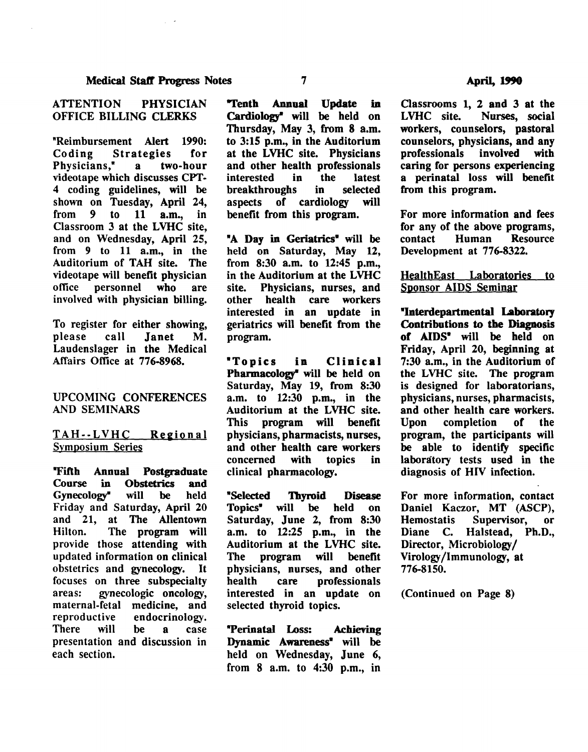## ATTENTION PHYSICIAN OFFICE BILLING CLERKS

"Reimbursement Alert 1990: Coding Strategies for Physicians," a two-hour videotape which discusses CPT-4 coding guidelines, will be shown on Tuesday, April 24, from 9 to 11 a.m., in Classroom 3 at the LVHC site, and on Wednesday, April 25, from 9 to 11 a.m., in the Auditorium of TAH site. The videotape will benefit physician office personnel who are involved with physician billing.

To register for either showing, please call Janet M. Laudenslager in the Medical Affairs Office at 776-8968.

## UPCOMING CONFERENCES AND SEMINARS

### TAH--LVHC Regional Symposium Series

**"Fifth Annual Postgraduate Course in Obstetrics and Gynecology"** will be held Friday and Saturday, April 20 and 21, at The Allentown Hilton. The program will provide those attending with updated information on clinical obstetrics and gynecology. It focuses on three subspecialty areas: gynecologic oncology, maternal-fetal medicine, and reproductive endocrinology. There will be a case presentation and discussion in each section.

**"Tenth Annual Update in Cardiology"** will be held on Thursday, May 3, from 8 a.m. to 3:15 p.m., in the Auditorium at the LVHC site. Physicians and other health professionals interested in the latest breakthroughs in selected aspects of cardiology will benefit from this program.

**"A Day in Geriatrics"** will be held on Saturday, May 12, from 8:30 a.m. to 12:45 p.m., in the Auditorium at the LVHC site. Physicians, nurses, and other health care workers interested in an update in geriatrics will benefit from the program.

**"Topics in Clinical Pharmacology"** will be held on Saturday, May 19, from 8:30 a.m. to 12:30 p.m., in the Auditorium at the LVHC site. This program will benefit physicians, pharmacists, nurses, and other health care workers concerned with topics in clinical pharmacology.

**"Selected Thyroid Disease Topics"** will be held on Saturday, June 2, from 8:30 a.m. to 12:25 p.m., in the Auditorium at the LVHC site. The program will benefit physicians, nurses, and other health care professionals interested in an update on selected thyroid topics.

**"Perinatal Loss: Achieving Dynamic Awareness"** will be held on Wednesday, June 6, from 8 a.m. to 4:30 p.m., in Classrooms 1, 2 and 3 at the LVHC site. Nurses, social workers, counselors, pastoral counselors, physicians, and any professionals involved with caring for persons experiencing a perinatal loss will benefit from this program.

For more information and fees for any of the above programs, contact Human Resource Development at 776-8322.

### HealthEast Laboratories to Sponsor AIDS Seminar

**"Interdepartmental Laboratory Contributions to the Diagnosis of AIDS"** will be held on Friday, April 20, beginning at 7:30 a.m., in the Auditorium of the LVHC site. The program is designed for laboratorians, physicians, nurses, pharmacists, and other health care workers. Upon completion of the program, the participants will be able to identify specific laboratory tests used in the diagnosis of HIV infection.

For more information, contact Daniel Kaczor, MT (ASCP), Hemostatis Supervisor, or Diane C. Halstead, Ph.D., Director, Microbiology/Virology/Immunology, at 776-8150.

(Continued on Page 8)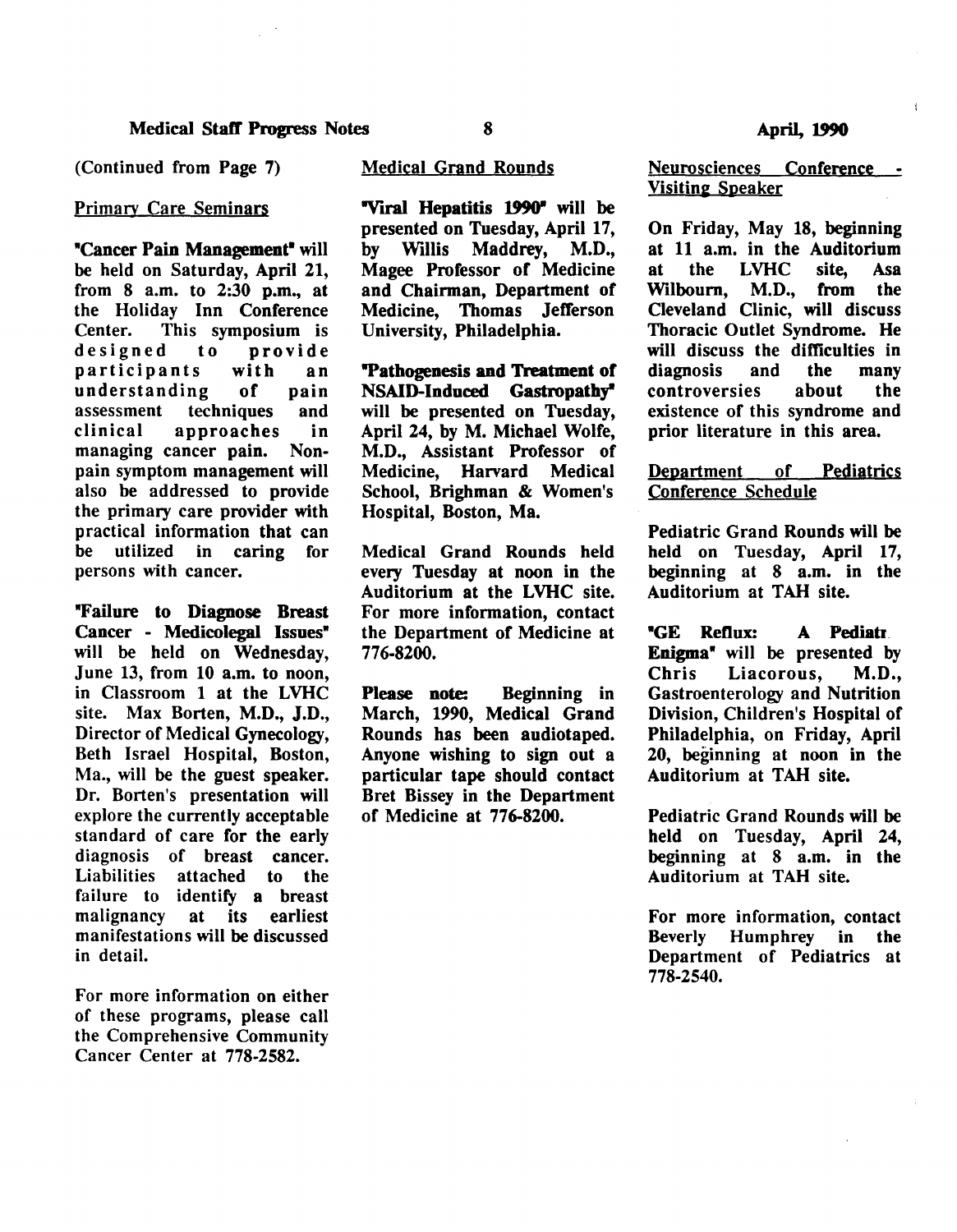(Continued from Page 7)

## Primary Care Seminars

**"Cancer Pain Management"** will be held on Saturday, April 21, from 8 a.m. to 2:30 p.m., at the Holiday Inn Conference Center. This symposium is designed to provide participants with an understanding of pain assessment techniques and clinical approaches in managing cancer pain. Non-pain symptom management will also be addressed to provide the primary care provider with practical information that can be utilized in caring for persons with cancer.

**"Failure to Diagnose Breast Cancer - Medicolegal Issues"** will be held on Wednesday, June 13, from 10 a.m. to noon, in Classroom 1 at the LVHC site. Max Borten, M.D., J.D., Director of Medical Gynecology, Beth Israel Hospital, Boston, Ma., will be the guest speaker. Dr. Borten's presentation will explore the currently acceptable standard of care for the early diagnosis of breast cancer. Liabilities attached to the failure to identify a breast malignancy at its earliest manifestations will be discussed in detail.

For more information on either of these programs, please call the Comprehensive Community Cancer Center at 778-2582.

## Medical Grand Rounds

**"Viral Hepatitis 1990"** will be presented on Tuesday, April 17, by Willis Maddrey, M.D., Magee Professor of Medicine and Chairman, Department of Medicine, Thomas Jefferson University, Philadelphia.

**"Pathogenesis and Treatment of NSAID-Induced Gastropathy"** will be presented on Tuesday, April 24, by M. Michael Wolfe, M.D., Assistant Professor of Medicine, Harvard Medical School, Brighman & Women's Hospital, Boston, Ma.

Medical Grand Rounds held every Tuesday at noon in the Auditorium at the LVHC site. For more information, contact the Department of Medicine at 776-8200.

**Please note:** Beginning in March, 1990, Medical Grand Rounds has been audiotaped. Anyone wishing to sign out a particular tape should contact Bret Bissey in the Department of Medicine at 776-8200.

## Neurosciences Conference - Visiting Speaker

On Friday, May 18, beginning at 11 a.m. in the Auditorium at the LVHC site, Asa Wilbourn, M.D., from the Cleveland Clinic, will discuss Thoracic Outlet Syndrome. He will discuss the difficulties in diagnosis and the many controversies about the existence of this syndrome and prior literature in this area.

## Department of Pediatrics Conference Schedule

Pediatric Grand Rounds will be held on Tuesday, April 17, beginning at 8 a.m. in the Auditorium at TAH site.

**"GE Reflux: A Pediatr Enigma"** will be presented by Chris Liacorous, M.D., Gastroenterology and Nutrition Division, Children's Hospital of Philadelphia, on Friday, April 20, beginning at noon in the Auditorium at TAH site.

Pediatric Grand Rounds will be held on Tuesday, April 24, beginning at 8 a.m. in the Auditorium at TAH site.

For more information, contact Beverly Humphrey in the Department of Pediatrics at 778-2540.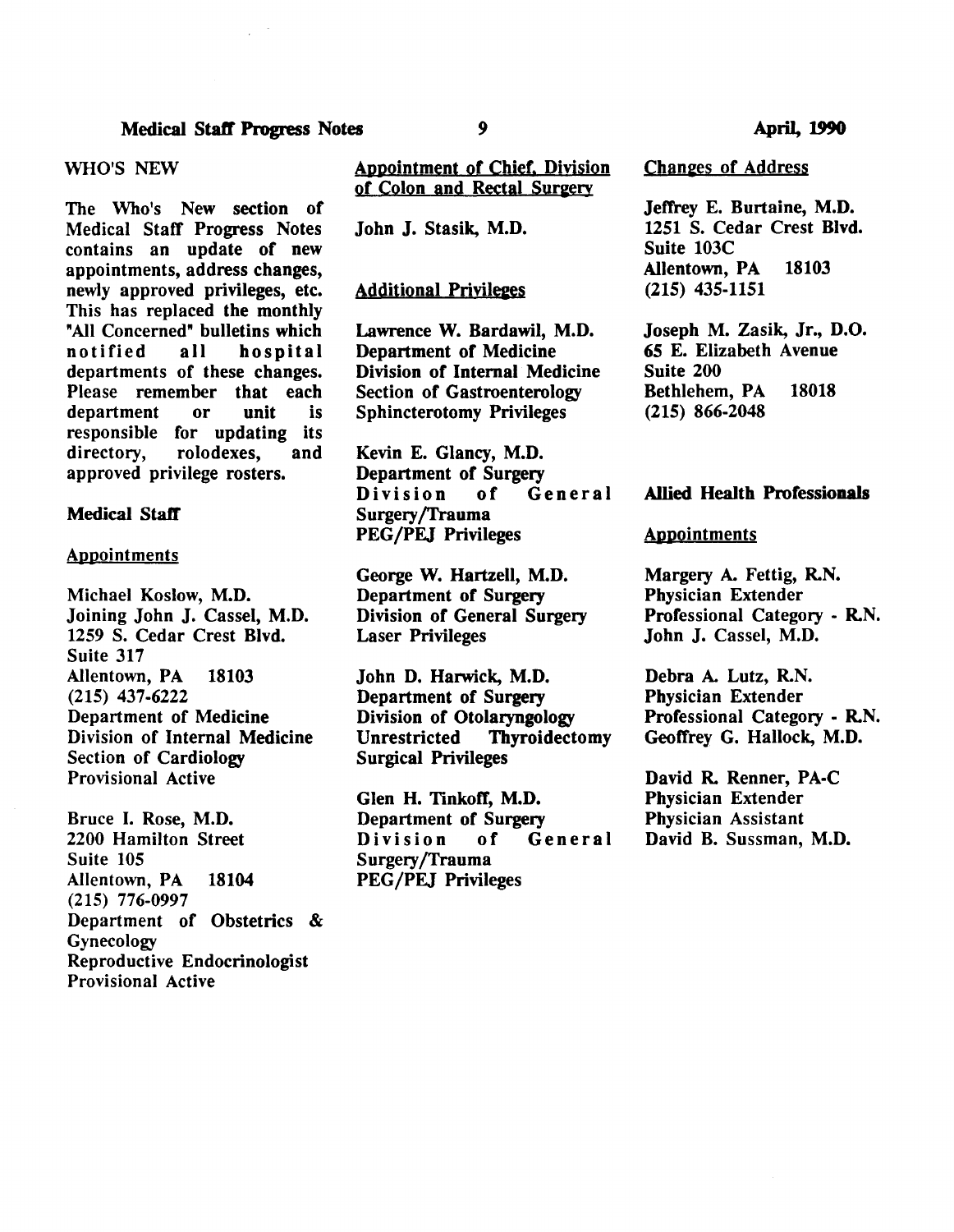## WHO'S NEW

The Who's New section of Medical Staff Progress Notes contains an update of new appointments, address changes, newly approved privileges, etc. This has replaced the monthly "All Concerned" bulletins which notified all hospital departments of these changes. Please remember that each department or unit is responsible for updating its directory, rolodexes, and approved privilege rosters.

### Medical Staff

#### Appointments

**Michael Koslow, M.D.**
**Joining John J. Cassel, M.D.**
**1259 S. Cedar Crest Blvd.**
**Suite 317**
**Allentown, PA 18103**
**(215) 437-6222**
**Department of Medicine**
**Division of Internal Medicine**
**Section of Cardiology**
**Provisional Active**

**Bruce I. Rose, M.D.**
**2200 Hamilton Street**
**Suite 105**
**Allentown, PA 18104**
**(215) 776-0997**
**Department of Obstetrics & Gynecology**
**Reproductive Endocrinologist**
**Provisional Active**

#### Appointment of Chief, Division of Colon and Rectal Surgery

**John J. Stasik, M.D.**

#### Additional Privileges

**Lawrence W. Bardawil, M.D.**
**Department of Medicine**
**Division of Internal Medicine**
**Section of Gastroenterology**
**Sphincterotomy Privileges**

**Kevin E. Glancy, M.D.**
**Department of Surgery**
**Division of General Surgery/Trauma**
**PEG/PEJ Privileges**

**George W. Hartzell, M.D.**
**Department of Surgery**
**Division of General Surgery**
**Laser Privileges**

**John D. Harwick, M.D.**
**Department of Surgery**
**Division of Otolaryngology**
**Unrestricted Thyroidectomy Surgical Privileges**

**Glen H. Tinkoff, M.D.**
**Department of Surgery**
**Division of General Surgery/Trauma**
**PEG/PEJ Privileges**

#### Changes of Address

**Jeffrey E. Burtaine, M.D.**
**1251 S. Cedar Crest Blvd.**
**Suite 103C**
**Allentown, PA 18103**
**(215) 435-1151**

**Joseph M. Zasik, Jr., D.O.**
**65 E. Elizabeth Avenue**
**Suite 200**
**Bethlehem, PA 18018**
**(215) 866-2048**

### Allied Health Professionals

#### Appointments

**Margery A. Fettig, R.N.**
**Physician Extender**
**Professional Category - R.N.**
**John J. Cassel, M.D.**

**Debra A. Lutz, R.N.**
**Physician Extender**
**Professional Category - R.N.**
**Geoffrey G. Hallock, M.D.**

**David R. Renner, PA-C**
**Physician Extender**
**Physician Assistant**
**David B. Sussman, M.D.**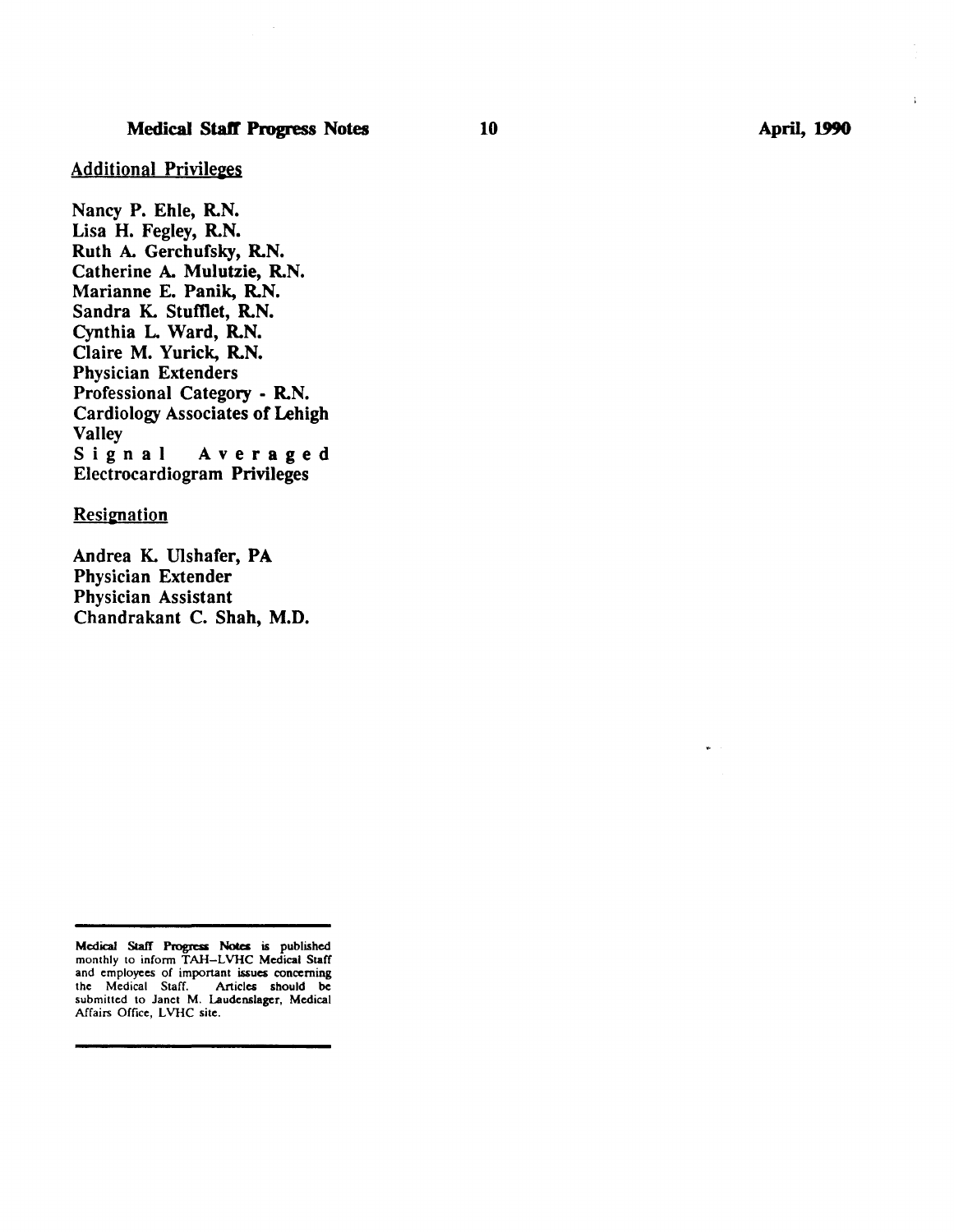Additional Privileges

**Nancy P. Ehle, R.N.**
**Lisa H. Fegley, R.N.**
**Ruth A. Gerchufsky, R.N.**
**Catherine A. Mulutzie, R.N.**
**Marianne E. Panik, R.N.**
**Sandra K. Stufflet, R.N.**
**Cynthia L. Ward, R.N.**
**Claire M. Yurick, R.N.**
**Physician Extenders**
**Professional Category - R.N.**
**Cardiology Associates of Lehigh Valley**
**Signal Averaged Electrocardiogram Privileges**

Resignation

**Andrea K. Ulshafer, PA**
**Physician Extender**
**Physician Assistant**
**Chandrakant C. Shah, M.D.**

---

**Medical Staff Progress Notes** is published monthly to inform TAH–LVHC Medical Staff and employees of important issues concerning the Medical Staff. Articles should be submitted to Janet M. Laudenslager, Medical Affairs Office, LVHC site.

---